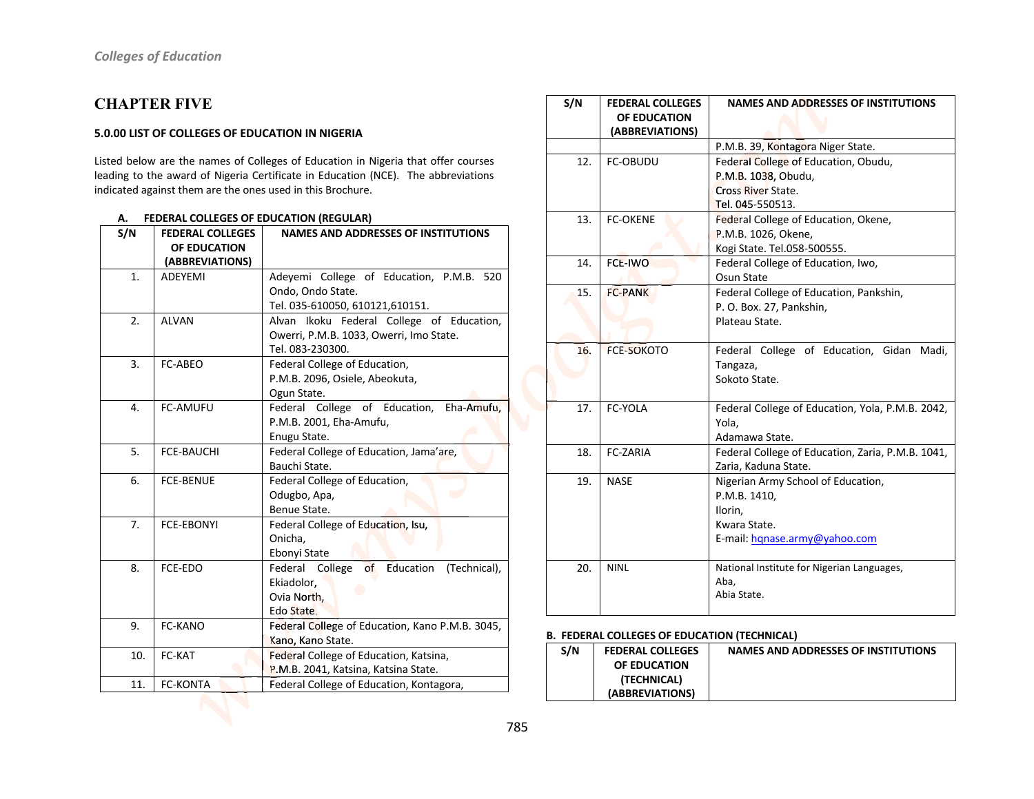# CHAPTER FIVE

### 5.0.00 LIST OF COLLEGES OF EDUCATION IN NIGERIA

Listed below are the names of Colleges of Education in Nigeria that offer courses leading to the award of Nigeria Certificate in Education (NCE). The abbreviations indicated against them are the ones used in this Brochure.

#### A. FEDERAL COLLEGES OF EDUCATION (REGULAR)

| S/N | FEDERAL COLLEGES OF EDUCATION (ABBREVIATIONS) | NAMES AND ADDRESSES OF INSTITUTIONS |
|---|---|---|
| 1. | ADEYEMI | Adeyemi College of Education, P.M.B. 520 Ondo, Ondo State. Tel. 035-610050, 610121,610151. |
| 2. | ALVAN | Alvan Ikoku Federal College of Education, Owerri, P.M.B. 1033, Owerri, Imo State. Tel. 083-230300. |
| 3. | FC-ABEO | Federal College of Education, P.M.B. 2096, Osiele, Abeokuta, Ogun State. |
| 4. | FC-AMUFU | Federal College of Education, Eha-Amufu, P.M.B. 2001, Eha-Amufu, Enugu State. |
| 5. | FCE-BAUCHI | Federal College of Education, Jama'are, Bauchi State. |
| 6. | FCE-BENUE | Federal College of Education, Odugbo, Apa, Benue State. |
| 7. | FCE-EBONYI | Federal College of Education, Isu, Onicha, Ebonyi State |
| 8. | FCE-EDO | Federal College of Education (Technical), Ekiadolor, Ovia North, Edo State. |
| 9. | FC-KANO | Federal College of Education, Kano P.M.B. 3045, Kano, Kano State. |
| 10. | FC-KAT | Federal College of Education, Katsina, P.M.B. 2041, Katsina, Katsina State. |
| 11. | FC-KONTA | Federal College of Education, Kontagora, P.M.B. 39, Kontagora Niger State. |
| 12. | FC-OBUDU | Federal College of Education, Obudu, P.M.B. 1038, Obudu, Cross River State. Tel. 045-550513. |
| 13. | FC-OKENE | Federal College of Education, Okene, P.M.B. 1026, Okene, Kogi State. Tel.058-500555. |
| 14. | FCE-IWO | Federal College of Education, Iwo, Osun State |
| 15. | FC-PANK | Federal College of Education, Pankshin, P. O. Box. 27, Pankshin, Plateau State. |
| 16. | FCE-SOKOTO | Federal College of Education, Gidan Madi, Tangaza, Sokoto State. |
| 17. | FC-YOLA | Federal College of Education, Yola, P.M.B. 2042, Yola, Adamawa State. |
| 18. | FC-ZARIA | Federal College of Education, Zaria, P.M.B. 1041, Zaria, Kaduna State. |
| 19. | NASE | Nigerian Army School of Education, P.M.B. 1410, Ilorin, Kwara State. E-mail: hqnase.army@yahoo.com |
| 20. | NINL | National Institute for Nigerian Languages, Aba, Abia State. |

#### B. FEDERAL COLLEGES OF EDUCATION (TECHNICAL)

| S/N | FEDERAL COLLEGES OF EDUCATION (TECHNICAL) (ABBREVIATIONS) | NAMES AND ADDRESSES OF INSTITUTIONS |
|---|---|---|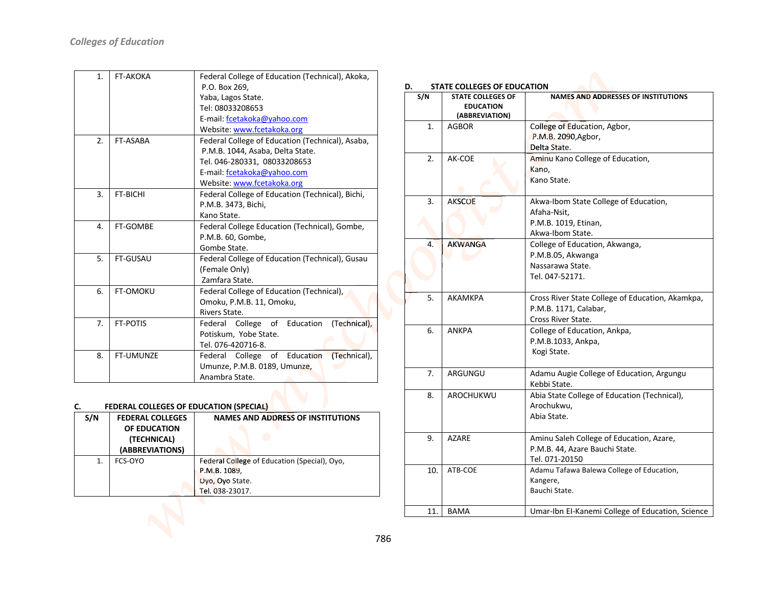| 1. | FT-AKOKA | Federal College of Education (Technical), Akoka, P.O. Box 269, Yaba, Lagos State. Tel: 08033208653 E-mail: fcetakoka@yahoo.com Website: www.fcetakoka.org |
|---|---|---|
| 2. | FT-ASABA | Federal College of Education (Technical), Asaba, P.M.B. 1044, Asaba, Delta State. Tel. 046-280331, 08033208653 E-mail: fcetakoka@yahoo.com Website: www.fcetakoka.org |
| 3. | FT-BICHI | Federal College of Education (Technical), Bichi, P.M.B. 3473, Bichi, Kano State. |
| 4. | FT-GOMBE | Federal College Education (Technical), Gombe, P.M.B. 60, Gombe, Gombe State. |
| 5. | FT-GUSAU | Federal College of Education (Technical), Gusau (Female Only) Zamfara State. |
| 6. | FT-OMOKU | Federal College of Education (Technical), Omoku, P.M.B. 11, Omoku, Rivers State. |
| 7. | FT-POTIS | Federal College of Education (Technical), Potiskum, Yobe State. Tel. 076-420716-8. |
| 8. | FT-UMUNZE | Federal College of Education (Technical), Umunze, P.M.B. 0189, Umunze, Anambra State. |

## C. FEDERAL COLLEGES OF EDUCATION (SPECIAL)

| S/N | FEDERAL COLLEGES OF EDUCATION (TECHNICAL) (ABBREVIATIONS) | NAMES AND ADDRESS OF INSTITUTIONS |
|---|---|---|
| 1. | FCS-OYO | Federal College of Education (Special), Oyo, P.M.B. 1089, Oyo, Oyo State. Tel. 038-23017. |

## D. STATE COLLEGES OF EDUCATION

| S/N | STATE COLLEGES OF EDUCATION (ABBREVIATION) | NAMES AND ADDRESSES OF INSTITUTIONS |
|---|---|---|
| 1. | AGBOR | College of Education, Agbor, P.M.B. 2090,Agbor, Delta State. |
| 2. | AK-COE | Aminu Kano College of Education, Kano, Kano State. |
| 3. | AKSCOE | Akwa-Ibom State College of Education, Afaha-Nsit, P.M.B. 1019, Etinan, Akwa-Ibom State. |
| 4. | AKWANGA | College of Education, Akwanga, P.M.B.05, Akwanga Nassarawa State. Tel. 047-52171. |
| 5. | AKAMKPA | Cross River State College of Education, Akamkpa, P.M.B. 1171, Calabar, Cross River State. |
| 6. | ANKPA | College of Education, Ankpa, P.M.B.1033, Ankpa, Kogi State. |
| 7. | ARGUNGU | Adamu Augie College of Education, Argungu Kebbi State. |
| 8. | AROCHUKWU | Abia State College of Education (Technical), Arochukwu, Abia State. |
| 9. | AZARE | Aminu Saleh College of Education, Azare, P.M.B. 44, Azare Bauchi State. Tel. 071-20150 |
| 10. | ATB-COE | Adamu Tafawa Balewa College of Education, Kangere, Bauchi State. |
| 11. | BAMA | Umar-Ibn El-Kanemi College of Education, Science |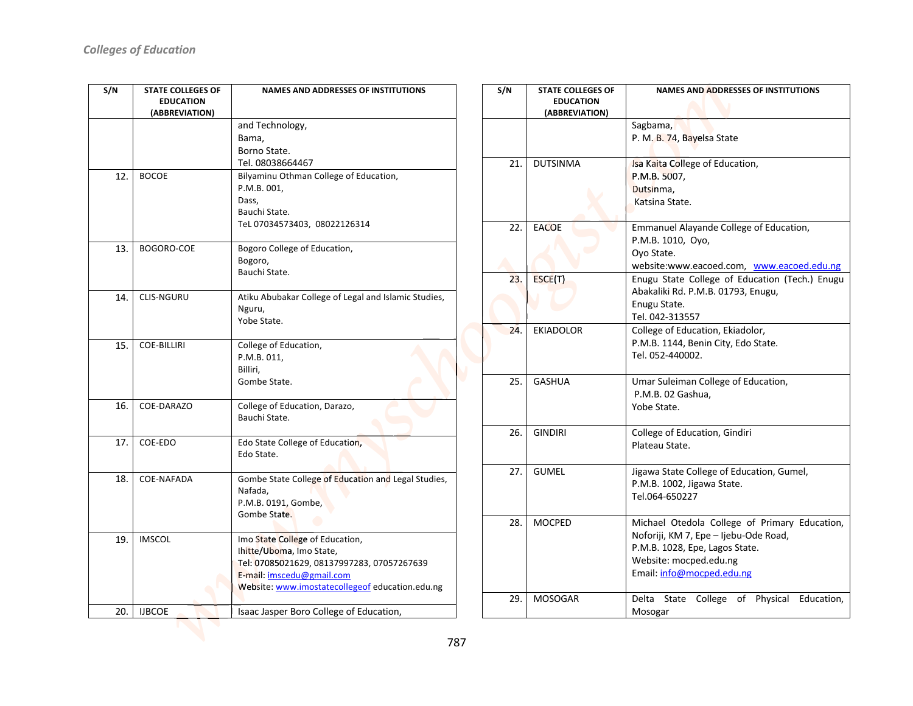*Colleges of Education*

| S/N | STATE COLLEGES OF EDUCATION (ABBREVIATION) | NAMES AND ADDRESSES OF INSTITUTIONS |
|---|---|---|
| | | and Technology, Bama, Borno State. Tel. 08038664467 |
| 12. | BOCOE | Bilyaminu Othman College of Education, P.M.B. 001, Dass, Bauchi State. TeL 07034573403, 08022126314 |
| 13. | BOGORO-COE | Bogoro College of Education, Bogoro, Bauchi State. |
| 14. | CLIS-NGURU | Atiku Abubakar College of Legal and Islamic Studies, Nguru, Yobe State. |
| 15. | COE-BILLIRI | College of Education, P.M.B. 011, Billiri, Gombe State. |
| 16. | COE-DARAZO | College of Education, Darazo, Bauchi State. |
| 17. | COE-EDO | Edo State College of Education, Edo State. |
| 18. | COE-NAFADA | Gombe State College of Education and Legal Studies, Nafada, P.M.B. 0191, Gombe, Gombe State. |
| 19. | IMSCOL | Imo State College of Education, Ihitte/Uboma, Imo State, Tel: 07085021629, 08137997283, 07057267639 E-mail: imscedu@gmail.com Website: www.imostatecollegeof education.edu.ng |
| 20. | IJBCOE | Isaac Jasper Boro College of Education, Sagbama, P. M. B. 74, Bayelsa State |
| 21. | DUTSINMA | Isa Kaita College of Education, P.M.B. 5007, Dutsinma, Katsina State. |
| 22. | EACOE | Emmanuel Alayande College of Education, P.M.B. 1010, Oyo, Oyo State. website:www.eacoed.com, www.eacoed.edu.ng |
| 23. | ESCE(T) | Enugu State College of Education (Tech.) Enugu Abakaliki Rd. P.M.B. 01793, Enugu, Enugu State. Tel. 042-313557 |
| 24. | EKIADOLOR | College of Education, Ekiadolor, P.M.B. 1144, Benin City, Edo State. Tel. 052-440002. |
| 25. | GASHUA | Umar Suleiman College of Education, P.M.B. 02 Gashua, Yobe State. |
| 26. | GINDIRI | College of Education, Gindiri Plateau State. |
| 27. | GUMEL | Jigawa State College of Education, Gumel, P.M.B. 1002, Jigawa State. Tel.064-650227 |
| 28. | MOCPED | Michael Otedola College of Primary Education, Noforiji, KM 7, Epe – Ijebu-Ode Road, P.M.B. 1028, Epe, Lagos State. Website: mocped.edu.ng Email: info@mocped.edu.ng |
| 29. | MOSOGAR | Delta State College of Physical Education, Mosogar |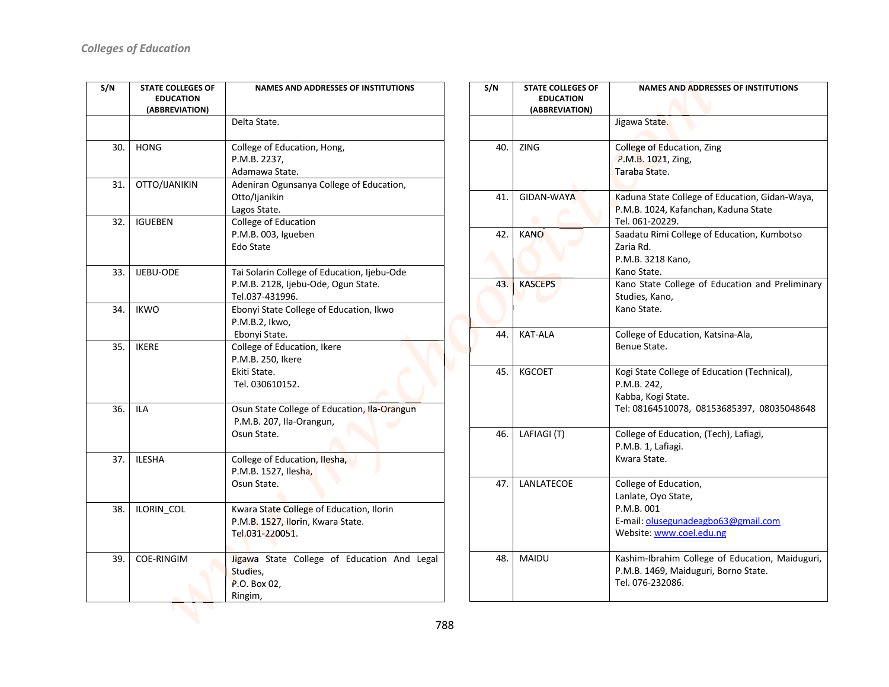*Colleges of Education*

| S/N | STATE COLLEGES OF EDUCATION (ABBREVIATION) | NAMES AND ADDRESSES OF INSTITUTIONS |
|---|---|---|
| | | Delta State. |
| 30. | HONG | College of Education, Hong, P.M.B. 2237, Adamawa State. |
| 31. | OTTO/IJANIKIN | Adeniran Ogunsanya College of Education, Otto/Ijanikin Lagos State. |
| 32. | IGUEBEN | College of Education P.M.B. 003, Igueben Edo State |
| 33. | IJEBU-ODE | Tai Solarin College of Education, Ijebu-Ode P.M.B. 2128, Ijebu-Ode, Ogun State. Tel.037-431996. |
| 34. | IKWO | Ebonyi State College of Education, Ikwo P.M.B.2, Ikwo, Ebonyi State. |
| 35. | IKERE | College of Education, Ikere P.M.B. 250, Ikere Ekiti State. Tel. 030610152. |
| 36. | ILA | Osun State College of Education, Ila-Orangun P.M.B. 207, Ila-Orangun, Osun State. |
| 37. | ILESHA | College of Education, Ilesha, P.M.B. 1527, Ilesha, Osun State. |
| 38. | ILORIN_COL | Kwara State College of Education, Ilorin P.M.B. 1527, Ilorin, Kwara State. Tel.031-220051. |
| 39. | COE-RINGIM | Jigawa State College of Education And Legal Studies, P.O. Box 02, Ringim, |
| | | Jigawa State. |
| 40. | ZING | College of Education, Zing P.M.B. 1021, Zing, Taraba State. |
| 41. | GIDAN-WAYA | Kaduna State College of Education, Gidan-Waya, P.M.B. 1024, Kafanchan, Kaduna State Tel. 061-20229. |
| 42. | KANO | Saadatu Rimi College of Education, Kumbotso Zaria Rd. P.M.B. 3218 Kano, Kano State. |
| 43. | KASCEPS | Kano State College of Education and Preliminary Studies, Kano, Kano State. |
| 44. | KAT-ALA | College of Education, Katsina-Ala, Benue State. |
| 45. | KGCOET | Kogi State College of Education (Technical), P.M.B. 242, Kabba, Kogi State. Tel: 08164510078, 08153685397, 08035048648 |
| 46. | LAFIAGI (T) | College of Education, (Tech), Lafiagi, P.M.B. 1, Lafiagi. Kwara State. |
| 47. | LANLATECOE | College of Education, Lanlate, Oyo State, P.M.B. 001 E-mail: olusegunadeagbo63@gmail.com Website: www.coel.edu.ng |
| 48. | MAIDU | Kashim-Ibrahim College of Education, Maiduguri, P.M.B. 1469, Maiduguri, Borno State. Tel. 076-232086. |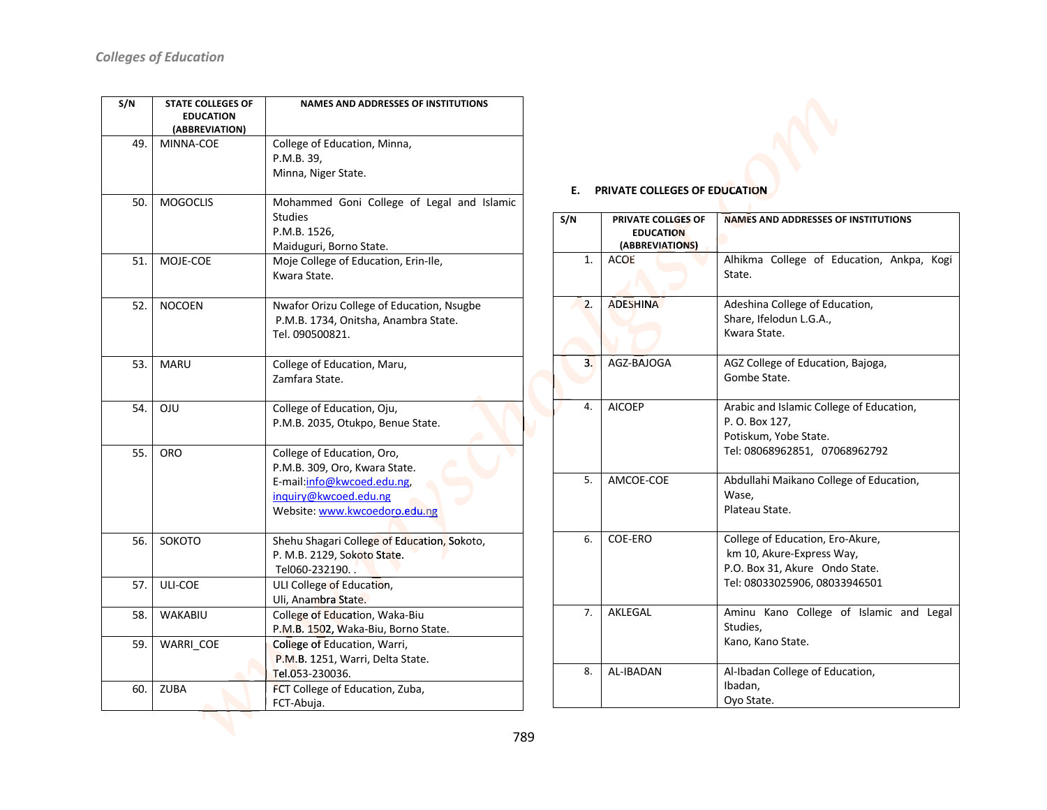| S/N | STATE COLLEGES OF EDUCATION (ABBREVIATION) | NAMES AND ADDRESSES OF INSTITUTIONS |
|---|---|---|
| 49. | MINNA-COE | College of Education, Minna, P.M.B. 39, Minna, Niger State. |
| 50. | MOGOCLIS | Mohammed Goni College of Legal and Islamic Studies P.M.B. 1526, Maiduguri, Borno State. |
| 51. | MOJE-COE | Moje College of Education, Erin-Ile, Kwara State. |
| 52. | NOCOEN | Nwafor Orizu College of Education, Nsugbe P.M.B. 1734, Onitsha, Anambra State. Tel. 090500821. |
| 53. | MARU | College of Education, Maru, Zamfara State. |
| 54. | OJU | College of Education, Oju, P.M.B. 2035, Otukpo, Benue State. |
| 55. | ORO | College of Education, Oro, P.M.B. 309, Oro, Kwara State. E-mail:info@kwcoed.edu.ng, inquiry@kwcoed.edu.ng Website: www.kwcoedoro.edu.ng |
| 56. | SOKOTO | Shehu Shagari College of Education, Sokoto, P. M.B. 2129, Sokoto State. Tel060-232190. . |
| 57. | ULI-COE | ULI College of Education, Uli, Anambra State. |
| 58. | WAKABIU | College of Education, Waka-Biu P.M.B. 1502, Waka-Biu, Borno State. |
| 59. | WARRI_COE | College of Education, Warri, P.M.B. 1251, Warri, Delta State. Tel.053-230036. |
| 60. | ZUBA | FCT College of Education, Zuba, FCT-Abuja. |

## E. PRIVATE COLLEGES OF EDUCATION

| S/N | PRIVATE COLLGES OF EDUCATION (ABBREVIATIONS) | NAMES AND ADDRESSES OF INSTITUTIONS |
|---|---|---|
| 1. | ACOE | Alhikma College of Education, Ankpa, Kogi State. |
| 2. | ADESHINA | Adeshina College of Education, Share, Ifelodun L.G.A., Kwara State. |
| 3. | AGZ-BAJOGA | AGZ College of Education, Bajoga, Gombe State. |
| 4. | AICOEP | Arabic and Islamic College of Education, P. O. Box 127, Potiskum, Yobe State. Tel: 08068962851, 07068962792 |
| 5. | AMCOE-COE | Abdullahi Maikano College of Education, Wase, Plateau State. |
| 6. | COE-ERO | College of Education, Ero-Akure, km 10, Akure-Express Way, P.O. Box 31, Akure Ondo State. Tel: 08033025906, 08033946501 |
| 7. | AKLEGAL | Aminu Kano College of Islamic and Legal Studies, Kano, Kano State. |
| 8. | AL-IBADAN | Al-Ibadan College of Education, Ibadan, Oyo State. |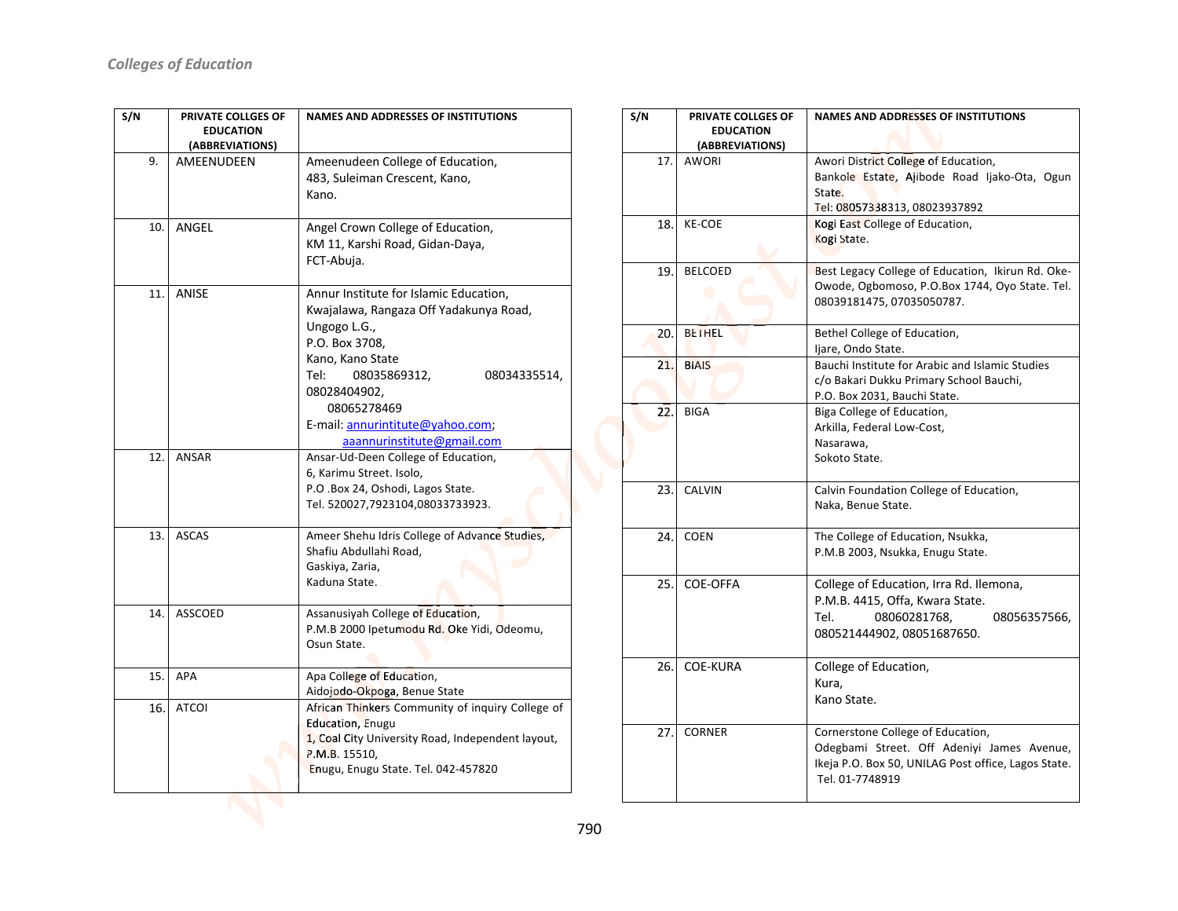*Colleges of Education*

| S/N | PRIVATE COLLGES OF EDUCATION (ABBREVIATIONS) | NAMES AND ADDRESSES OF INSTITUTIONS |
|---|---|---|
| 9. | AMEENUDEEN | Ameenudeen College of Education, 483, Suleiman Crescent, Kano, Kano. |
| 10. | ANGEL | Angel Crown College of Education, KM 11, Karshi Road, Gidan-Daya, FCT-Abuja. |
| 11. | ANISE | Annur Institute for Islamic Education, Kwajalawa, Rangaza Off Yadakunya Road, Ungogo L.G., P.O. Box 3708, Kano, Kano State Tel: 08035869312, 08034335514, 08028404902, 08065278469 E-mail: annurintitute@yahoo.com; aaannurinstitute@gmail.com |
| 12. | ANSAR | Ansar-Ud-Deen College of Education, 6, Karimu Street. Isolo, P.O .Box 24, Oshodi, Lagos State. Tel. 520027,7923104,08033733923. |
| 13. | ASCAS | Ameer Shehu Idris College of Advance Studies, Shafiu Abdullahi Road, Gaskiya, Zaria, Kaduna State. |
| 14. | ASSCOED | Assanusiyah College of Education, P.M.B 2000 Ipetumodu Rd. Oke Yidi, Odeomu, Osun State. |
| 15. | APA | Apa College of Education, Aidojodo-Okpoga, Benue State |
| 16. | ATCOI | African Thinkers Community of inquiry College of Education, Enugu 1, Coal City University Road, Independent layout, P.M.B. 15510, Enugu, Enugu State. Tel. 042-457820 |
| 17. | AWORI | Awori District College of Education, Bankole Estate, Ajibode Road Ijako-Ota, Ogun State. Tel: 08057338313, 08023937892 |
| 18. | KE-COE | Kogi East College of Education, Kogi State. |
| 19. | BELCOED | Best Legacy College of Education, Ikirun Rd. Oke-Owode, Ogbomoso, P.O.Box 1744, Oyo State. Tel. 08039181475, 07035050787. |
| 20. | BETHEL | Bethel College of Education, Ijare, Ondo State. |
| 21. | BIAIS | Bauchi Institute for Arabic and Islamic Studies c/o Bakari Dukku Primary School Bauchi, P.O. Box 2031, Bauchi State. |
| 22. | BIGA | Biga College of Education, Arkilla, Federal Low-Cost, Nasarawa, Sokoto State. |
| 23. | CALVIN | Calvin Foundation College of Education, Naka, Benue State. |
| 24. | COEN | The College of Education, Nsukka, P.M.B 2003, Nsukka, Enugu State. |
| 25. | COE-OFFA | College of Education, Irra Rd. Ilemona, P.M.B. 4415, Offa, Kwara State. Tel. 08060281768, 08056357566, 080521444902, 08051687650. |
| 26. | COE-KURA | College of Education, Kura, Kano State. |
| 27. | CORNER | Cornerstone College of Education, Odegbami Street. Off Adeniyi James Avenue, Ikeja P.O. Box 50, UNILAG Post office, Lagos State. Tel. 01-7748919 |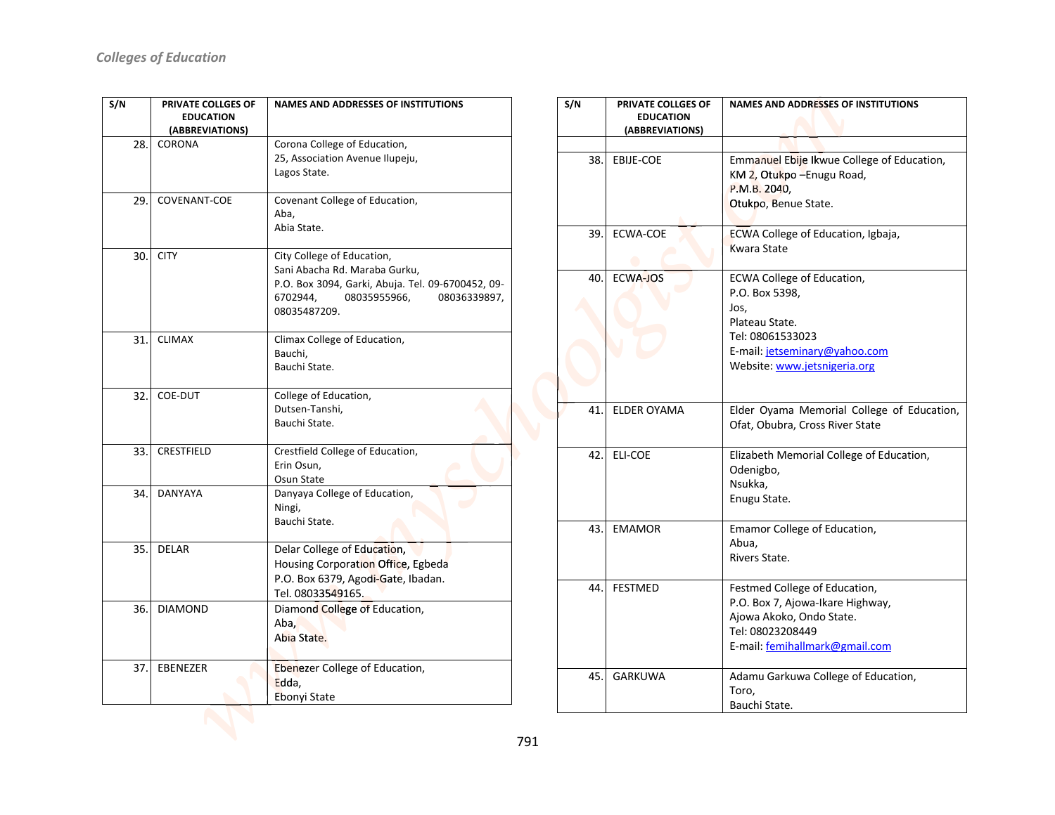| S/N | PRIVATE COLLGES OF EDUCATION (ABBREVIATIONS) | NAMES AND ADDRESSES OF INSTITUTIONS |
|---|---|---|
| 28. | CORONA | Corona College of Education, 25, Association Avenue Ilupeju, Lagos State. |
| 29. | COVENANT-COE | Covenant College of Education, Aba, Abia State. |
| 30. | CITY | City College of Education, Sani Abacha Rd. Maraba Gurku, P.O. Box 3094, Garki, Abuja. Tel. 09-6700452, 09-6702944, 08035955966, 08036339897, 08035487209. |
| 31. | CLIMAX | Climax College of Education, Bauchi, Bauchi State. |
| 32. | COE-DUT | College of Education, Dutsen-Tanshi, Bauchi State. |
| 33. | CRESTFIELD | Crestfield College of Education, Erin Osun, Osun State |
| 34. | DANYAYA | Danyaya College of Education, Ningi, Bauchi State. |
| 35. | DELAR | Delar College of Education, Housing Corporation Office, Egbeda P.O. Box 6379, Agodi-Gate, Ibadan. Tel. 08033549165. |
| 36. | DIAMOND | Diamond College of Education, Aba, Abia State. |
| 37. | EBENEZER | Ebenezer College of Education, Edda, Ebonyi State |
| 38. | EBIJE-COE | Emmanuel Ebije Ikwue College of Education, KM 2, Otukpo –Enugu Road, P.M.B. 2040, Otukpo, Benue State. |
| 39. | ECWA-COE | ECWA College of Education, Igbaja, Kwara State |
| 40. | ECWA-JOS | ECWA College of Education, P.O. Box 5398, Jos, Plateau State. Tel: 08061533023 E-mail: jetseminary@yahoo.com Website: www.jetsnigeria.org |
| 41. | ELDER OYAMA | Elder Oyama Memorial College of Education, Ofat, Obubra, Cross River State |
| 42. | ELI-COE | Elizabeth Memorial College of Education, Odenigbo, Nsukka, Enugu State. |
| 43. | EMAMOR | Emamor College of Education, Abua, Rivers State. |
| 44. | FESTMED | Festmed College of Education, P.O. Box 7, Ajowa-Ikare Highway, Ajowa Akoko, Ondo State. Tel: 08023208449 E-mail: femihallmark@gmail.com |
| 45. | GARKUWA | Adamu Garkuwa College of Education, Toro, Bauchi State. |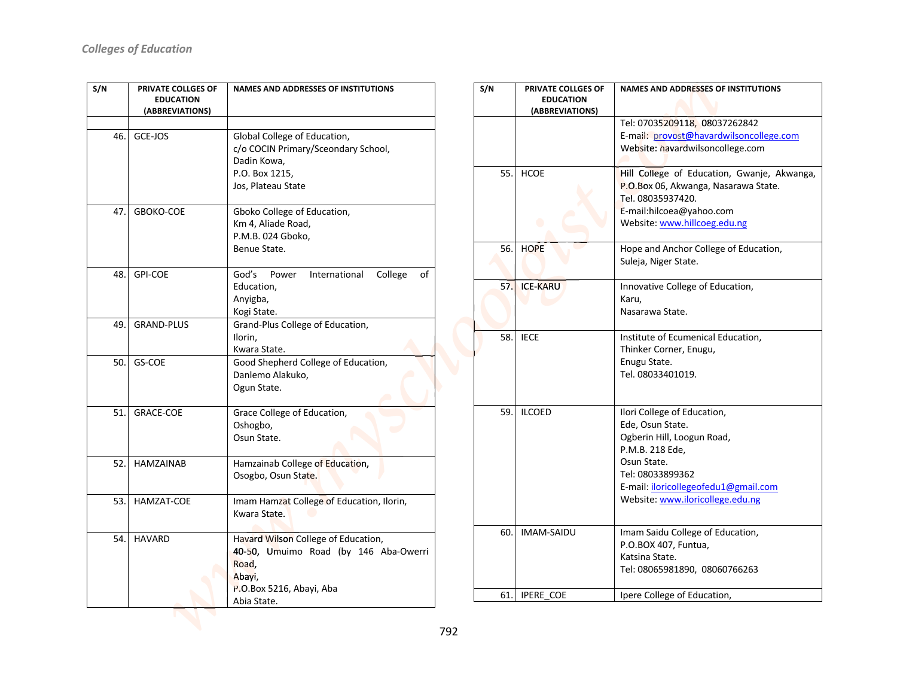| S/N | PRIVATE COLLGES OF EDUCATION (ABBREVIATIONS) | NAMES AND ADDRESSES OF INSTITUTIONS |
|---|---|---|
| | | |
| 46. | GCE-JOS | Global College of Education, c/o COCIN Primary/Sceondary School, Dadin Kowa, P.O. Box 1215, Jos, Plateau State |
| 47. | GBOKO-COE | Gboko College of Education, Km 4, Aliade Road, P.M.B. 024 Gboko, Benue State. |
| 48. | GPI-COE | God's Power International College of Education, Anyigba, Kogi State. |
| 49. | GRAND-PLUS | Grand-Plus College of Education, Ilorin, Kwara State. |
| 50. | GS-COE | Good Shepherd College of Education, Danlemo Alakuko, Ogun State. |
| 51. | GRACE-COE | Grace College of Education, Oshogbo, Osun State. |
| 52. | HAMZAINAB | Hamzainab College of Education, Osogbo, Osun State. |
| 53. | HAMZAT-COE | Imam Hamzat College of Education, Ilorin, Kwara State. |
| 54. | HAVARD | Havard Wilson College of Education, 40-50, Umuimo Road (by 146 Aba-Owerri Road, Abayi, P.O.Box 5216, Abayi, Aba Abia State. Tel: 07035209118, 08037262842 E-mail: provost@havardwilsoncollege.com Website: havardwilsoncollege.com |
| 55. | HCOE | Hill College of Education, Gwanje, Akwanga, P.O.Box 06, Akwanga, Nasarawa State. Tel. 08035937420. E-mail:hilcoea@yahoo.com Website: www.hillcoeg.edu.ng |
| 56. | HOPE | Hope and Anchor College of Education, Suleja, Niger State. |
| 57. | ICE-KARU | Innovative College of Education, Karu, Nasarawa State. |
| 58. | IECE | Institute of Ecumenical Education, Thinker Corner, Enugu, Enugu State. Tel. 08033401019. |
| 59. | ILCOED | Ilori College of Education, Ede, Osun State. Ogberin Hill, Loogun Road, P.M.B. 218 Ede, Osun State. Tel: 08033899362 E-mail: iloricollegeofedu1@gmail.com Website: www.iloricollege.edu.ng |
| 60. | IMAM-SAIDU | Imam Saidu College of Education, P.O.BOX 407, Funtua, Katsina State. Tel: 08065981890, 08060766263 |
| 61. | IPERE_COE | Ipere College of Education, |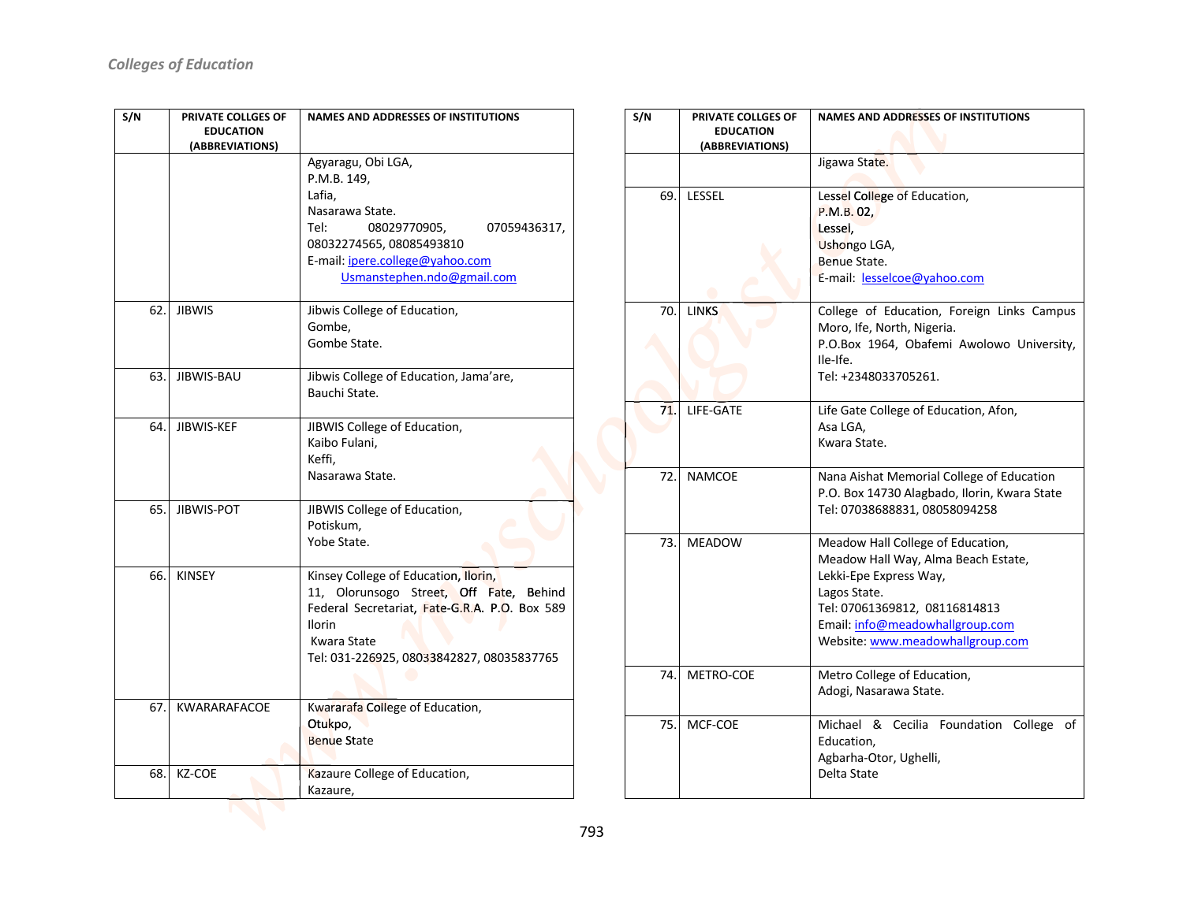| S/N | PRIVATE COLLGES OF EDUCATION (ABBREVIATIONS) | NAMES AND ADDRESSES OF INSTITUTIONS |
|---|---|---|
| | | Agyaragu, Obi LGA, P.M.B. 149, Lafia, Nasarawa State. Tel: 08029770905, 07059436317, 08032274565, 08085493810 E-mail: ipere.college@yahoo.com Usmanstephen.ndo@gmail.com |
| 62. | JIBWIS | Jibwis College of Education, Gombe, Gombe State. |
| 63. | JIBWIS-BAU | Jibwis College of Education, Jama'are, Bauchi State. |
| 64. | JIBWIS-KEF | JIBWIS College of Education, Kaibo Fulani, Keffi, Nasarawa State. |
| 65. | JIBWIS-POT | JIBWIS College of Education, Potiskum, Yobe State. |
| 66. | KINSEY | Kinsey College of Education, Ilorin, 11, Olorunsogo Street, Off Fate, Behind Federal Secretariat, Fate-G.R.A. P.O. Box 589 Ilorin Kwara State Tel: 031-226925, 08033842827, 08035837765 |
| 67. | KWARARAFACOE | Kwararafa College of Education, Otukpo, Benue State |
| 68. | KZ-COE | Kazaure College of Education, Kazaure, Jigawa State. |
| 69. | LESSEL | Lessel College of Education, P.M.B. 02, Lessel, Ushongo LGA, Benue State. E-mail: lesselcoe@yahoo.com |
| 70. | LINKS | College of Education, Foreign Links Campus Moro, Ife, North, Nigeria. P.O.Box 1964, Obafemi Awolowo University, Ile-Ife. Tel: +2348033705261. |
| 71. | LIFE-GATE | Life Gate College of Education, Afon, Asa LGA, Kwara State. |
| 72. | NAMCOE | Nana Aishat Memorial College of Education P.O. Box 14730 Alagbado, Ilorin, Kwara State Tel: 07038688831, 08058094258 |
| 73. | MEADOW | Meadow Hall College of Education, Meadow Hall Way, Alma Beach Estate, Lekki-Epe Express Way, Lagos State. Tel: 07061369812, 08116814813 Email: info@meadowhallgroup.com Website: www.meadowhallgroup.com |
| 74. | METRO-COE | Metro College of Education, Adogi, Nasarawa State. |
| 75. | MCF-COE | Michael & Cecilia Foundation College of Education, Agbarha-Otor, Ughelli, Delta State |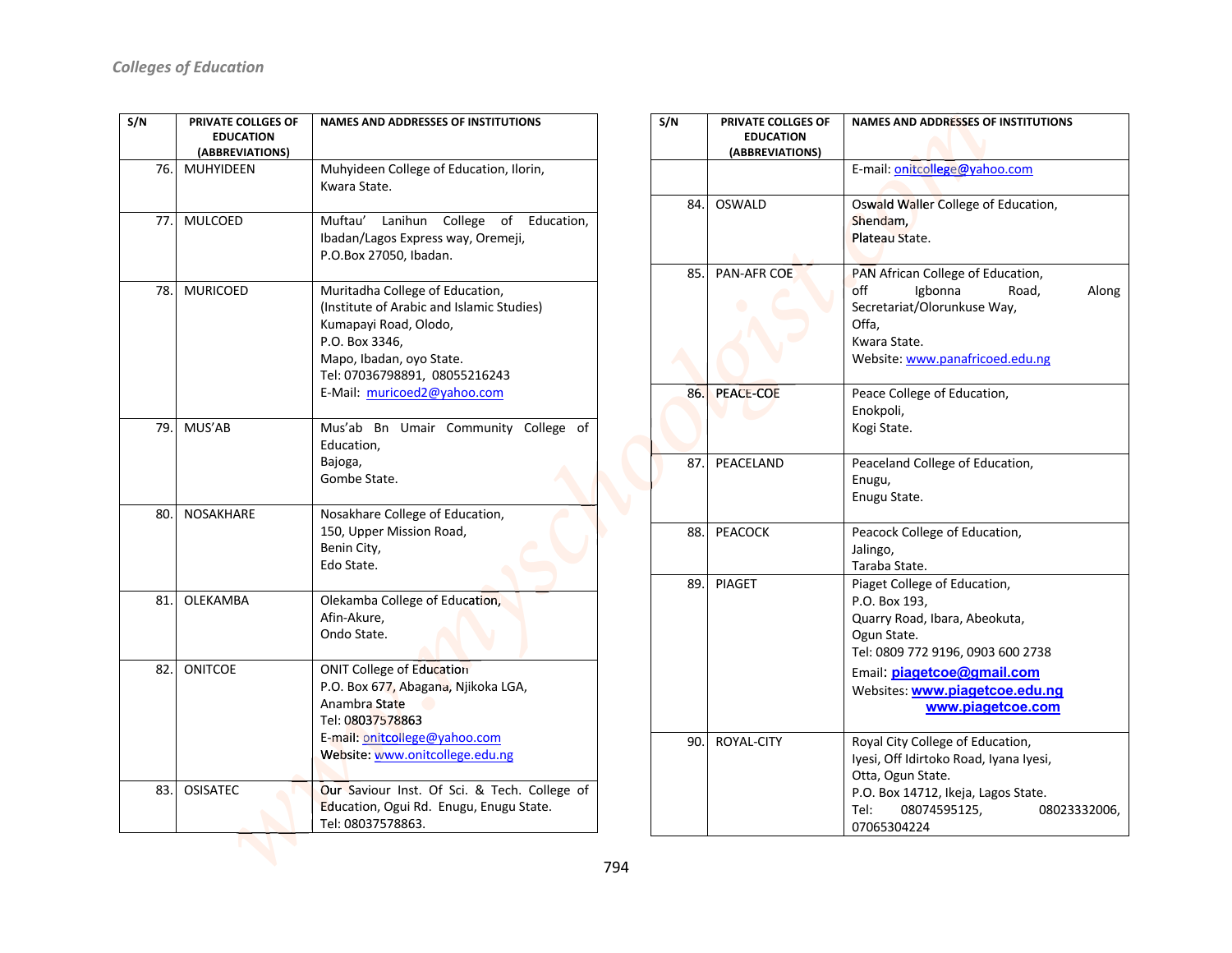| S/N | PRIVATE COLLGES OF EDUCATION (ABBREVIATIONS) | NAMES AND ADDRESSES OF INSTITUTIONS |
|---|---|---|
| 76. | MUHYIDEEN | Muhyideen College of Education, Ilorin, Kwara State. |
| 77. | MULCOED | Muftau' Lanihun College of Education, Ibadan/Lagos Express way, Oremeji, P.O.Box 27050, Ibadan. |
| 78. | MURICOED | Muritadha College of Education, (Institute of Arabic and Islamic Studies) Kumapayi Road, Olodo, P.O. Box 3346, Mapo, Ibadan, oyo State. Tel: 07036798891, 08055216243 E-Mail: muricoed2@yahoo.com |
| 79. | MUS'AB | Mus'ab Bn Umair Community College of Education, Bajoga, Gombe State. |
| 80. | NOSAKHARE | Nosakhare College of Education, 150, Upper Mission Road, Benin City, Edo State. |
| 81. | OLEKAMBA | Olekamba College of Education, Afin-Akure, Ondo State. |
| 82. | ONITCOE | ONIT College of Education P.O. Box 677, Abagana, Njikoka LGA, Anambra State Tel: 08037578863 E-mail: onitcollege@yahoo.com Website: www.onitcollege.edu.ng |
| 83. | OSISATEC | Our Saviour Inst. Of Sci. & Tech. College of Education, Ogui Rd. Enugu, Enugu State. Tel: 08037578863. E-mail: onitcollege@yahoo.com |
| 84. | OSWALD | Oswald Waller College of Education, Shendam, Plateau State. |
| 85. | PAN-AFR COE | PAN African College of Education, off Igbonna Road, Along Secretariat/Olorunkuse Way, Offa, Kwara State. Website: www.panafricoed.edu.ng |
| 86. | PEACE-COE | Peace College of Education, Enokpoli, Kogi State. |
| 87. | PEACELAND | Peaceland College of Education, Enugu, Enugu State. |
| 88. | PEACOCK | Peacock College of Education, Jalingo, Taraba State. |
| 89. | PIAGET | Piaget College of Education, P.O. Box 193, Quarry Road, Ibara, Abeokuta, Ogun State. Tel: 0809 772 9196, 0903 600 2738 Email: **piagetcoe@gmail.com** Websites: **www.piagetcoe.edu.ng** **www.piagetcoe.com** |
| 90. | ROYAL-CITY | Royal City College of Education, Iyesi, Off Idirtoko Road, Iyana Iyesi, Otta, Ogun State. P.O. Box 14712, Ikeja, Lagos State. Tel: 08074595125, 08023332006, 07065304224 |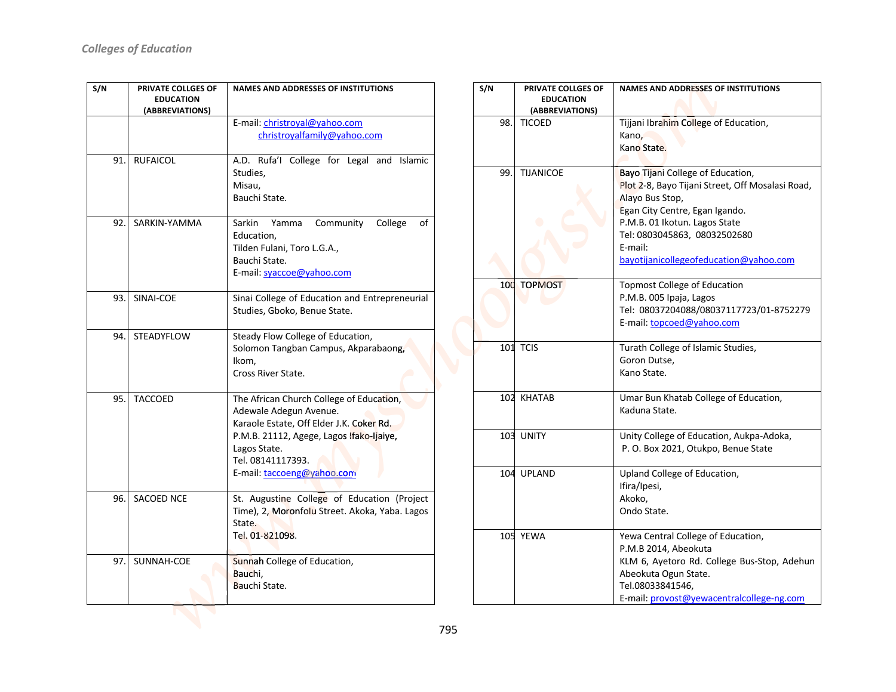| S/N | PRIVATE COLLGES OF EDUCATION (ABBREVIATIONS) | NAMES AND ADDRESSES OF INSTITUTIONS |
|---|---|---|
| | | E-mail: christroyal@yahoo.com christroyalfamily@yahoo.com |
| 91. | RUFAICOL | A.D. Rufa'I College for Legal and Islamic Studies, Misau, Bauchi State. |
| 92. | SARKIN-YAMMA | Sarkin Yamma Community College of Education, Tilden Fulani, Toro L.G.A., Bauchi State. E-mail: syaccoe@yahoo.com |
| 93. | SINAI-COE | Sinai College of Education and Entrepreneurial Studies, Gboko, Benue State. |
| 94. | STEADYFLOW | Steady Flow College of Education, Solomon Tangban Campus, Akparabaong, Ikom, Cross River State. |
| 95. | TACCOED | The African Church College of Education, Adewale Adegun Avenue. Karaole Estate, Off Elder J.K. Coker Rd. P.M.B. 21112, Agege, Lagos Ifako-Ijaiye, Lagos State. Tel. 08141117393. E-mail: taccoeng@yahoo.com |
| 96. | SACOED NCE | St. Augustine College of Education (Project Time), 2, Moronfolu Street. Akoka, Yaba. Lagos State. Tel. 01-821098. |
| 97. | SUNNAH-COE | Sunnah College of Education, Bauchi, Bauchi State. |
| 98. | TICOED | Tijjani Ibrahim College of Education, Kano, Kano State. |
| 99. | TIJANICOE | Bayo Tijani College of Education, Plot 2-8, Bayo Tijani Street, Off Mosalasi Road, Alayo Bus Stop, Egan City Centre, Egan Igando. P.M.B. 01 Ikotun. Lagos State Tel: 0803045863, 08032502680 E-mail: bayotijanicollegeofeducation@yahoo.com |
| 100 | TOPMOST | Topmost College of Education P.M.B. 005 Ipaja, Lagos Tel: 08037204088/08037117723/01-8752279 E-mail: topcoed@yahoo.com |
| 101 | TCIS | Turath College of Islamic Studies, Goron Dutse, Kano State. |
| 102 | KHATAB | Umar Bun Khatab College of Education, Kaduna State. |
| 103 | UNITY | Unity College of Education, Aukpa-Adoka, P. O. Box 2021, Otukpo, Benue State |
| 104 | UPLAND | Upland College of Education, Ifira/Ipesi, Akoko, Ondo State. |
| 105 | YEWA | Yewa Central College of Education, P.M.B 2014, Abeokuta KLM 6, Ayetoro Rd. College Bus-Stop, Adehun Abeokuta Ogun State. Tel.08033841546, E-mail: provost@yewacentralcollege-ng.com |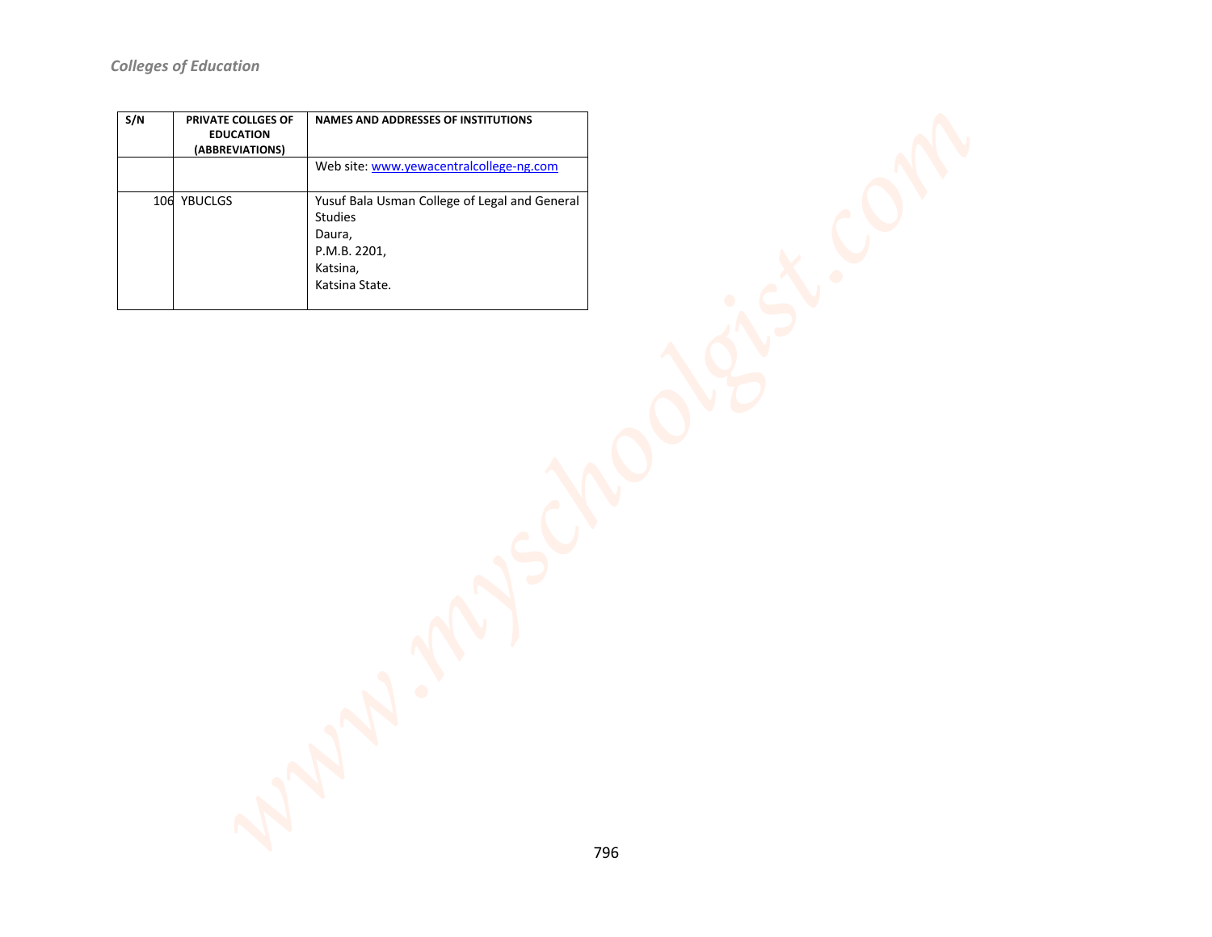| S/N | PRIVATE COLLGES OF EDUCATION (ABBREVIATIONS) | NAMES AND ADDRESSES OF INSTITUTIONS |
|---|---|---|
| | | Web site: www.yewacentralcollege-ng.com |
| 106 | YBUCLGS | Yusuf Bala Usman College of Legal and General Studies<br>Daura,<br>P.M.B. 2201,<br>Katsina,<br>Katsina State. |